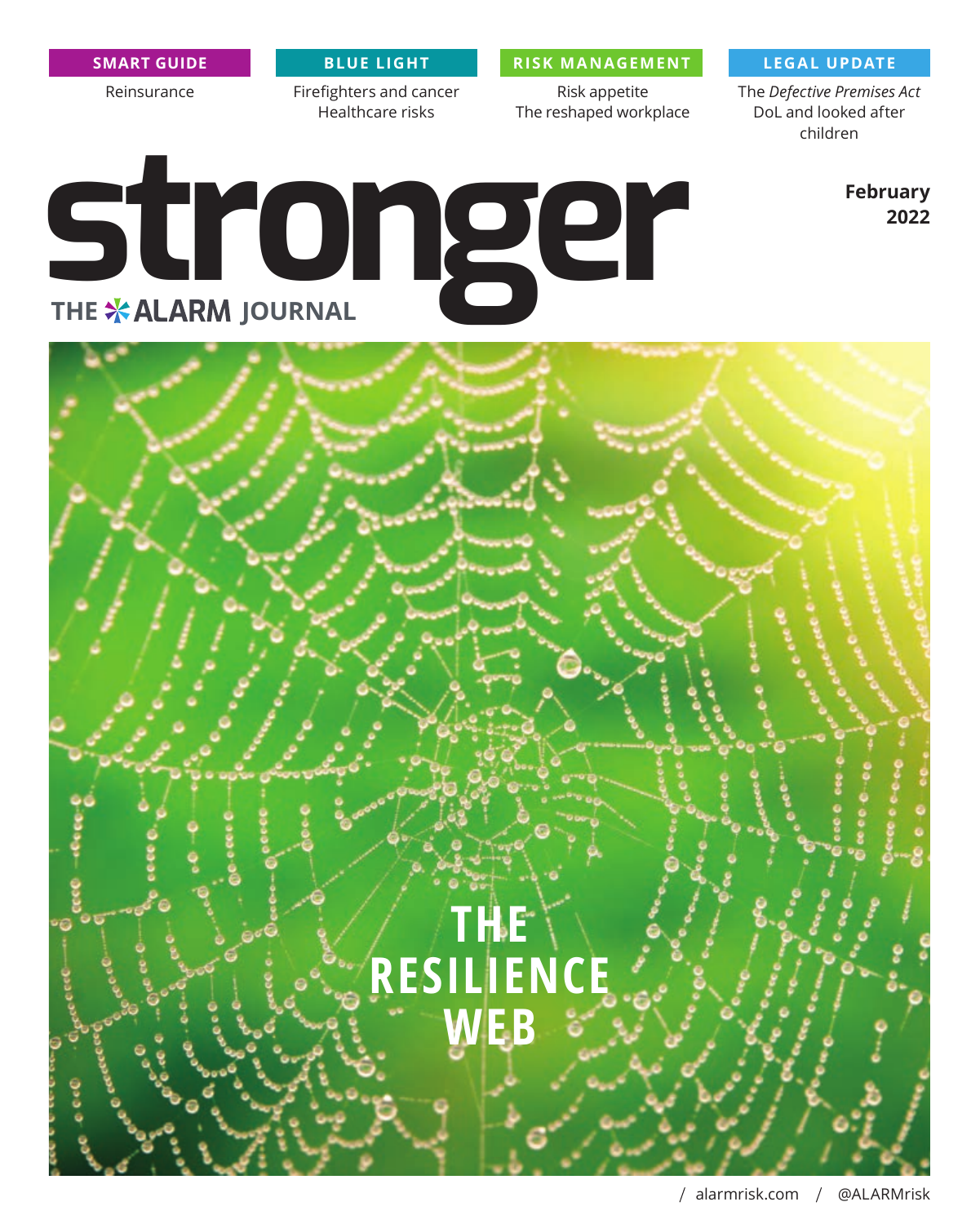**SMART GUIDE**

Reinsurance

**BLUE LIGHT**

Firefighters and cancer
Healthcare risks

**RISK MANAGEMENT**

Risk appetite
The reshaped workplace

**LEGAL UPDATE**

The *Defective Premises Act*
DoL and looked after children

# stronger

THE ALARM JOURNAL

**February 2022**

## THE RESILIENCE WEB

/ alarmrisk.com / @ALARMrisk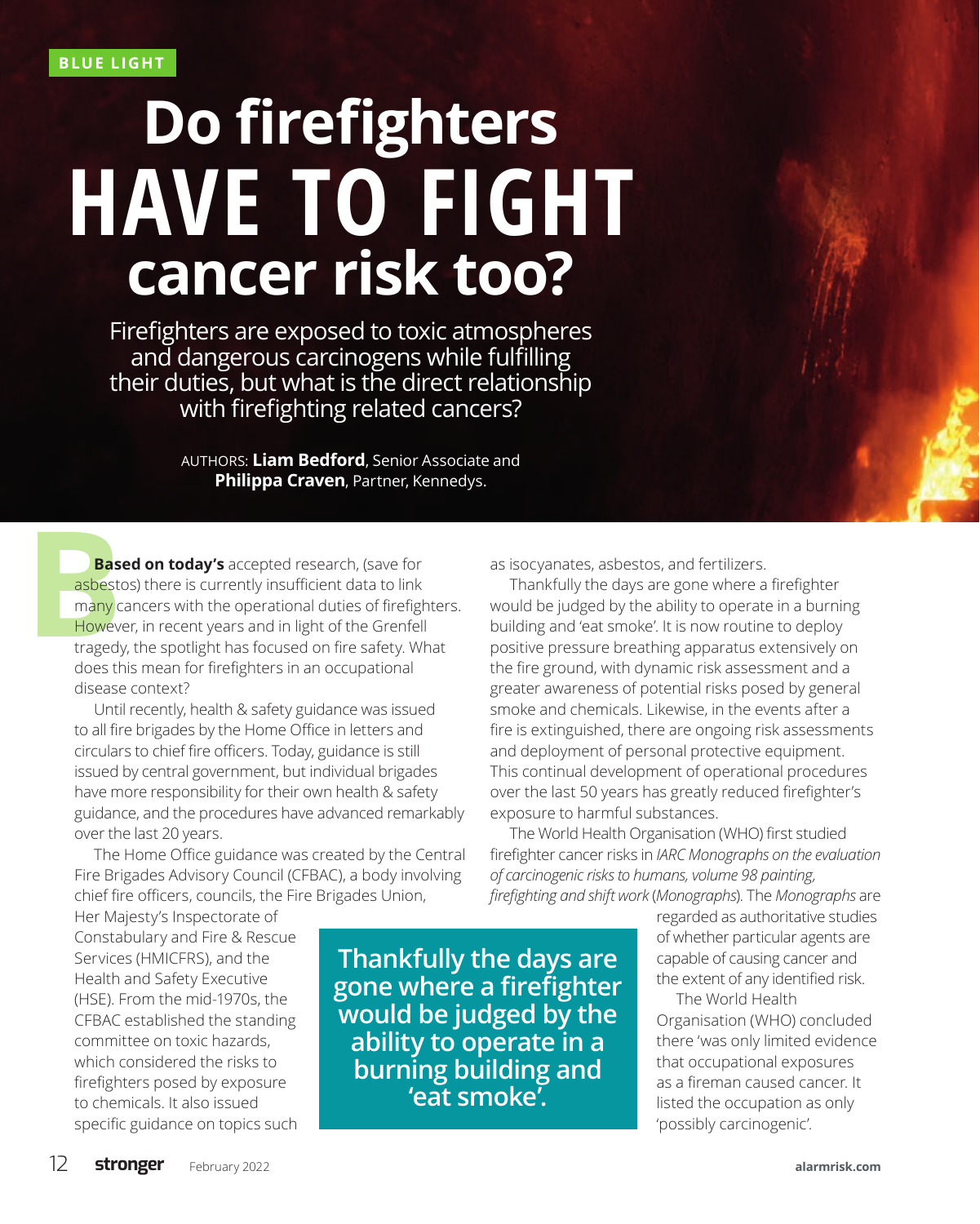BLUE LIGHT

# Do firefighters HAVE TO FIGHT cancer risk too?

Firefighters are exposed to toxic atmospheres and dangerous carcinogens while fulfilling their duties, but what is the direct relationship with firefighting related cancers?

AUTHORS: **Liam Bedford**, Senior Associate and **Philippa Craven**, Partner, Kennedys.

**Based on today's** accepted research, (save for asbestos) there is currently insufficient data to link many cancers with the operational duties of firefighters. However, in recent years and in light of the Grenfell tragedy, the spotlight has focused on fire safety. What does this mean for firefighters in an occupational disease context?

Until recently, health & safety guidance was issued to all fire brigades by the Home Office in letters and circulars to chief fire officers. Today, guidance is still issued by central government, but individual brigades have more responsibility for their own health & safety guidance, and the procedures have advanced remarkably over the last 20 years.

The Home Office guidance was created by the Central Fire Brigades Advisory Council (CFBAC), a body involving chief fire officers, councils, the Fire Brigades Union, Her Majesty's Inspectorate of Constabulary and Fire & Rescue Services (HMICFRS), and the Health and Safety Executive (HSE). From the mid-1970s, the CFBAC established the standing committee on toxic hazards, which considered the risks to firefighters posed by exposure to chemicals. It also issued specific guidance on topics such as isocyanates, asbestos, and fertilizers.

Thankfully the days are gone where a firefighter would be judged by the ability to operate in a burning building and 'eat smoke'. It is now routine to deploy positive pressure breathing apparatus extensively on the fire ground, with dynamic risk assessment and a greater awareness of potential risks posed by general smoke and chemicals. Likewise, in the events after a fire is extinguished, there are ongoing risk assessments and deployment of personal protective equipment. This continual development of operational procedures over the last 50 years has greatly reduced firefighter's exposure to harmful substances.

> **Thankfully the days are gone where a firefighter would be judged by the ability to operate in a burning building and 'eat smoke'.**

The World Health Organisation (WHO) first studied firefighter cancer risks in *IARC Monographs on the evaluation of carcinogenic risks to humans, volume 98 painting, firefighting and shift work* (*Monographs*). The *Monographs* are regarded as authoritative studies of whether particular agents are capable of causing cancer and the extent of any identified risk.

The World Health Organisation (WHO) concluded there 'was only limited evidence that occupational exposures as a fireman caused cancer. It listed the occupation as only 'possibly carcinogenic'.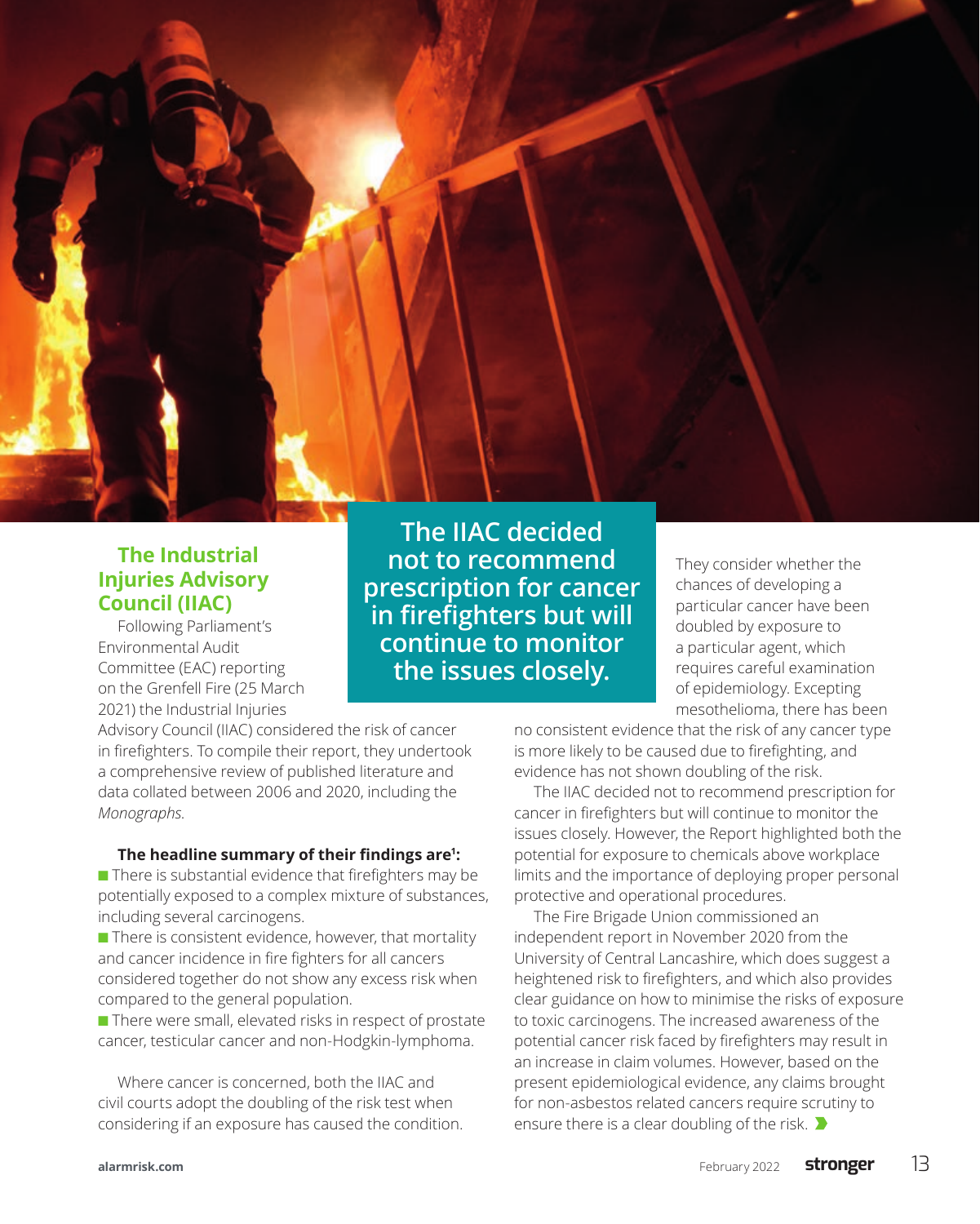## The Industrial Injuries Advisory Council (IIAC)

Following Parliament's Environmental Audit Committee (EAC) reporting on the Grenfell Fire (25 March 2021) the Industrial Injuries Advisory Council (IIAC) considered the risk of cancer in firefighters. To compile their report, they undertook a comprehensive review of published literature and data collated between 2006 and 2020, including the *Monographs*.

**The headline summary of their findings are[1]:**

- There is substantial evidence that firefighters may be potentially exposed to a complex mixture of substances, including several carcinogens.
- There is consistent evidence, however, that mortality and cancer incidence in fire fighters for all cancers considered together do not show any excess risk when compared to the general population.
- There were small, elevated risks in respect of prostate cancer, testicular cancer and non-Hodgkin-lymphoma.

Where cancer is concerned, both the IIAC and civil courts adopt the doubling of the risk test when considering if an exposure has caused the condition. They consider whether the chances of developing a particular cancer have been doubled by exposure to a particular agent, which requires careful examination of epidemiology. Excepting mesothelioma, there has been no consistent evidence that the risk of any cancer type is more likely to be caused due to firefighting, and evidence has not shown doubling of the risk.

> **The IIAC decided not to recommend prescription for cancer in firefighters but will continue to monitor the issues closely.**

The IIAC decided not to recommend prescription for cancer in firefighters but will continue to monitor the issues closely. However, the Report highlighted both the potential for exposure to chemicals above workplace limits and the importance of deploying proper personal protective and operational procedures.

The Fire Brigade Union commissioned an independent report in November 2020 from the University of Central Lancashire, which does suggest a heightened risk to firefighters, and which also provides clear guidance on how to minimise the risks of exposure to toxic carcinogens. The increased awareness of the potential cancer risk faced by firefighters may result in an increase in claim volumes. However, based on the present epidemiological evidence, any claims brought for non-asbestos related cancers require scrutiny to ensure there is a clear doubling of the risk.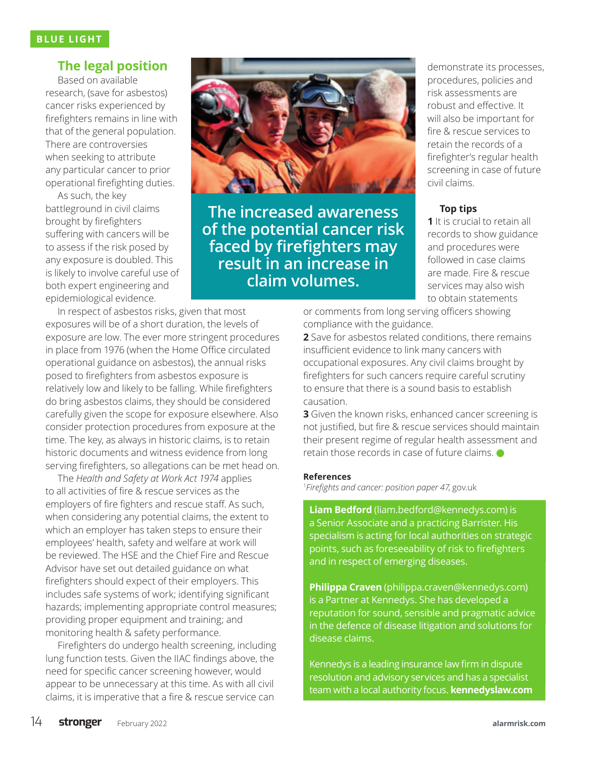BLUE LIGHT

## The legal position

Based on available research, (save for asbestos) cancer risks experienced by firefighters remains in line with that of the general population. There are controversies when seeking to attribute any particular cancer to prior operational firefighting duties.

As such, the key battleground in civil claims brought by firefighters suffering with cancers will be to assess if the risk posed by any exposure is doubled. This is likely to involve careful use of both expert engineering and epidemiological evidence.

In respect of asbestos risks, given that most exposures will be of a short duration, the levels of exposure are low. The ever more stringent procedures in place from 1976 (when the Home Office circulated operational guidance on asbestos), the annual risks posed to firefighters from asbestos exposure is relatively low and likely to be falling. While firefighters do bring asbestos claims, they should be considered carefully given the scope for exposure elsewhere. Also consider protection procedures from exposure at the time. The key, as always in historic claims, is to retain historic documents and witness evidence from long serving firefighters, so allegations can be met head on.

The *Health and Safety at Work Act 1974* applies to all activities of fire & rescue services as the employers of fire fighters and rescue staff. As such, when considering any potential claims, the extent to which an employer has taken steps to ensure their employees' health, safety and welfare at work will be reviewed. The HSE and the Chief Fire and Rescue Advisor have set out detailed guidance on what firefighters should expect of their employers. This includes safe systems of work; identifying significant hazards; implementing appropriate control measures; providing proper equipment and training; and monitoring health & safety performance.

Firefighters do undergo health screening, including lung function tests. Given the IIAC findings above, the need for specific cancer screening however, would appear to be unnecessary at this time. As with all civil claims, it is imperative that a fire & rescue service can demonstrate its processes, procedures, policies and risk assessments are robust and effective. It will also be important for fire & rescue services to retain the records of a firefighter's regular health screening in case of future civil claims.

**The increased awareness of the potential cancer risk faced by firefighters may result in an increase in claim volumes.**

### Top tips

**1** It is crucial to retain all records to show guidance and procedures were followed in case claims are made. Fire & rescue services may also wish to obtain statements or comments from long serving officers showing compliance with the guidance.

**2** Save for asbestos related conditions, there remains insufficient evidence to link many cancers with occupational exposures. Any civil claims brought by firefighters for such cancers require careful scrutiny to ensure that there is a sound basis to establish causation.

**3** Given the known risks, enhanced cancer screening is not justified, but fire & rescue services should maintain their present regime of regular health assessment and retain those records in case of future claims.

**References**

[1] *Firefights and cancer: position paper 47*, gov.uk

**Liam Bedford** (liam.bedford@kennedys.com) is a Senior Associate and a practicing Barrister. His specialism is acting for local authorities on strategic points, such as foreseeability of risk to firefighters and in respect of emerging diseases.

**Philippa Craven** (philippa.craven@kennedys.com) is a Partner at Kennedys. She has developed a reputation for sound, sensible and pragmatic advice in the defence of disease litigation and solutions for disease claims.

Kennedys is a leading insurance law firm in dispute resolution and advisory services and has a specialist team with a local authority focus. **kennedyslaw.com**